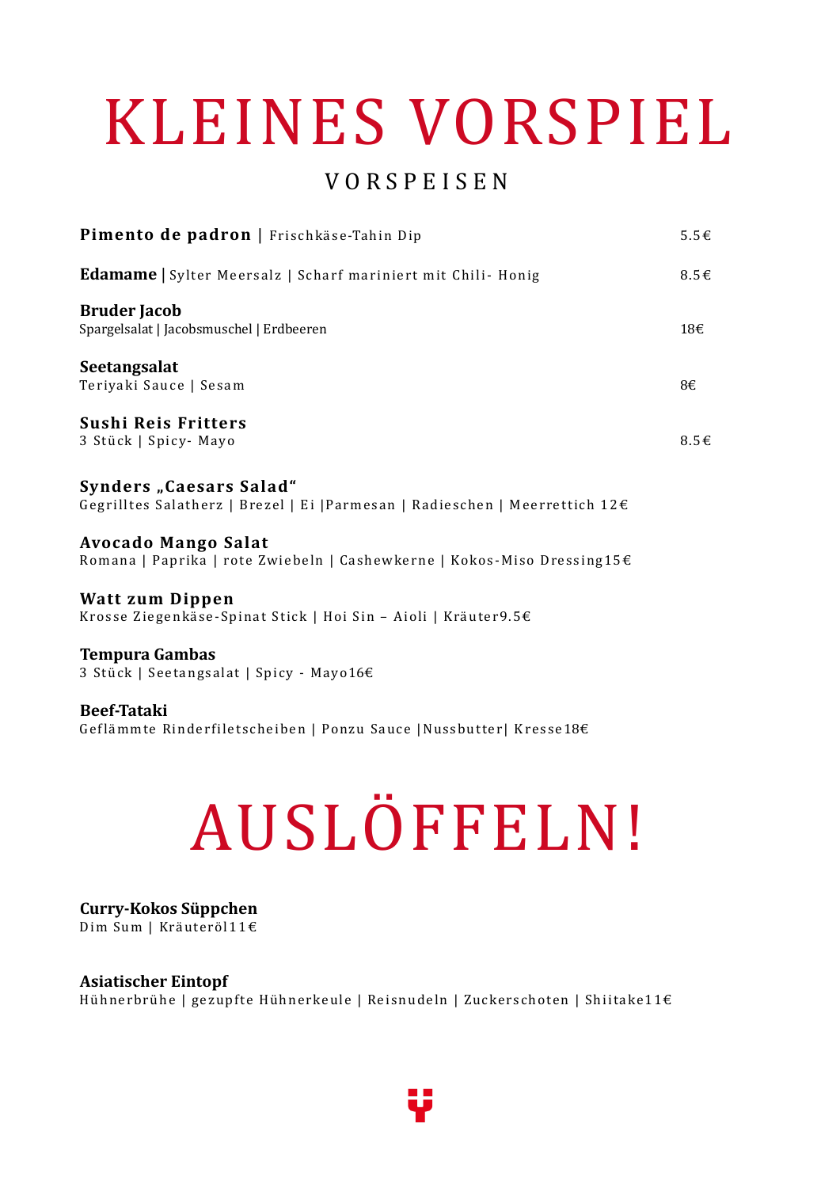# KLEINES VORSPIEL

## VORSPEISEN

**Pimento de padron** | Frischkäse-Tahin Dip 5.5€

**Edamame** | Sylter Meersalz | Scharf mariniert mit Chili- Honig 8.5€

**Bruder Jacob**
Spargelsalat | Jacobsmuschel | Erdbeeren 18€

**Seetangsalat**
Teriyaki Sauce | Sesam 8€

**Sushi Reis Fritters**
3 Stück | Spicy- Mayo 8.5€

**Synders „Caesars Salad"**
Gegrilltes Salatherz | Brezel | Ei |Parmesan | Radieschen | Meerrettich 12€

**Avocado Mango Salat**
Romana | Paprika | rote Zwiebeln | Cashewkerne | Kokos-Miso Dressing15€

**Watt zum Dippen**
Krosse Ziegenkäse-Spinat Stick | Hoi Sin – Aioli | Kräuter9.5€

**Tempura Gambas**
3 Stück | Seetangsalat | Spicy - Mayo16€

**Beef-Tataki**
Geflämmte Rinderfiletscheiben | Ponzu Sauce |Nussbutter| Kresse18€

# AUSLÖFFELN!

**Curry-Kokos Süppchen**
Dim Sum | Kräuteröl11€

**Asiatischer Eintopf**
Hühnerbrühe | gezupfte Hühnerkeule | Reisnudeln | Zuckerschoten | Shiitake11€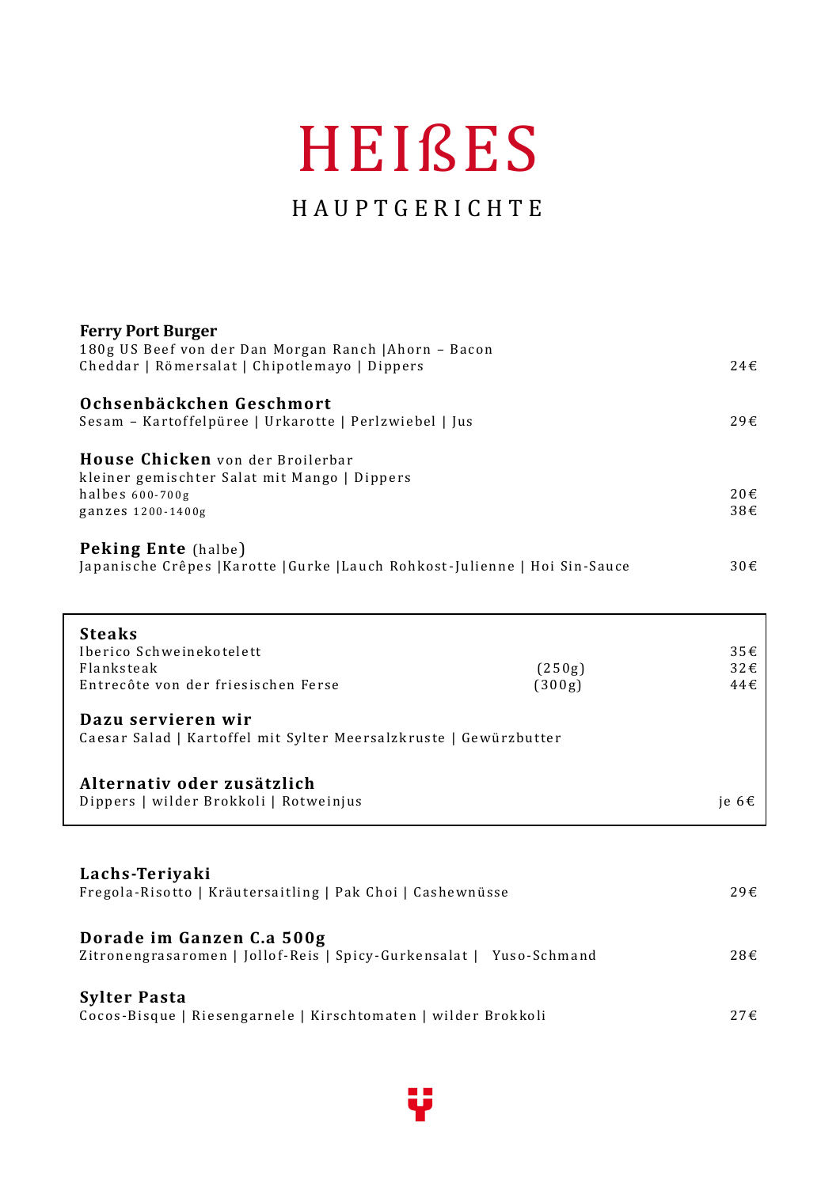# HEIßES

## HAUPTGERICHTE

**Ferry Port Burger**
180g US Beef von der Dan Morgan Ranch |Ahorn – Bacon
Cheddar | Römersalat | Chipotlemayo | Dippers — 24€

**Ochsenbäckchen Geschmort**
Sesam – Kartoffelpüree | Urkarotte | Perlzwiebel | Jus — 29€

**House Chicken** von der Broilerbar
kleiner gemischter Salat mit Mango | Dippers
halbes 600-700g — 20€
ganzes 1200-1400g — 38€

**Peking Ente** (halbe)
Japanische Crêpes |Karotte |Gurke |Lauch Rohkost-Julienne | Hoi Sin-Sauce — 30€

### Steaks

| | | |
|---|---|---|
| Iberico Schweinekotelett | | 35€ |
| Flanksteak | (250g) | 32€ |
| Entrecôte von der friesischen Ferse | (300g) | 44€ |

**Dazu servieren wir**
Caesar Salad | Kartoffel mit Sylter Meersalzkruste | Gewürzbutter

**Alternativ oder zusätzlich**
Dippers | wilder Brokkoli | Rotweinjus — je 6€

**Lachs-Teriyaki**
Fregola-Risotto | Kräutersaitling | Pak Choi | Cashewnüsse — 29€

**Dorade im Ganzen C.a 500g**
Zitronengrasaromen | Jollof-Reis | Spicy-Gurkensalat | Yuso-Schmand — 28€

**Sylter Pasta**
Cocos-Bisque | Riesengarnele | Kirschtomaten | wilder Brokkoli — 27€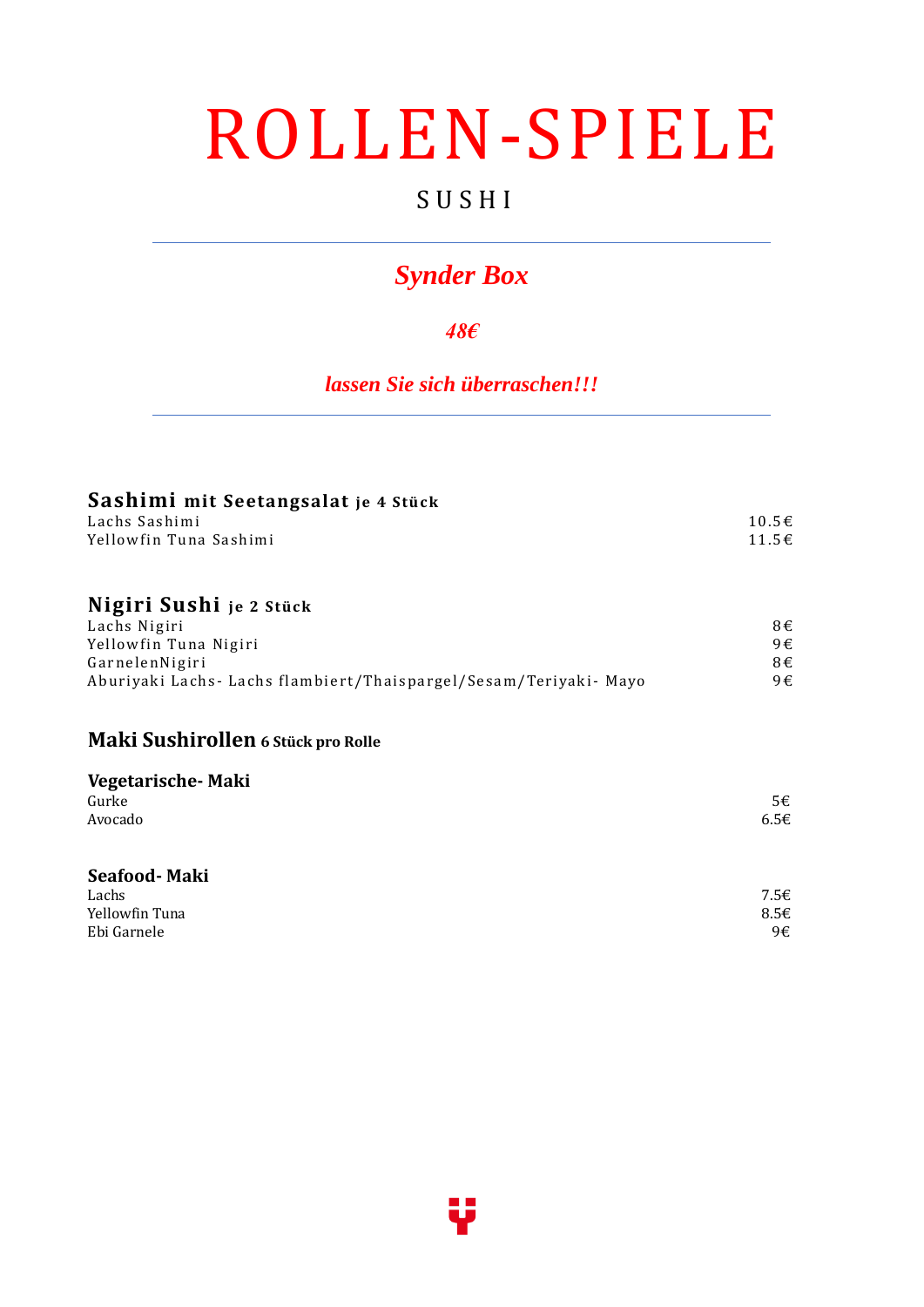# ROLLEN-SPIELE

## SUSHI

---

## *Synder Box*

***48€***

***lassen Sie sich überraschen!!!***

---

### **Sashimi mit Seetangsalat je 4 Stück**

| | |
|---|---|
| Lachs Sashimi | 10.5€ |
| Yellowfin Tuna Sashimi | 11.5€ |

### **Nigiri Sushi je 2 Stück**

| | |
|---|---|
| Lachs Nigiri | 8€ |
| Yellowfin Tuna Nigiri | 9€ |
| GarnelenNigiri | 8€ |
| Aburiyaki Lachs- Lachs flambiert/Thaispargel/Sesam/Teriyaki- Mayo | 9€ |

### **Maki Sushirollen 6 Stück pro Rolle**

**Vegetarische- Maki**

| | |
|---|---|
| Gurke | 5€ |
| Avocado | 6.5€ |

**Seafood- Maki**

| | |
|---|---|
| Lachs | 7.5€ |
| Yellowfin Tuna | 8.5€ |
| Ebi Garnele | 9€ |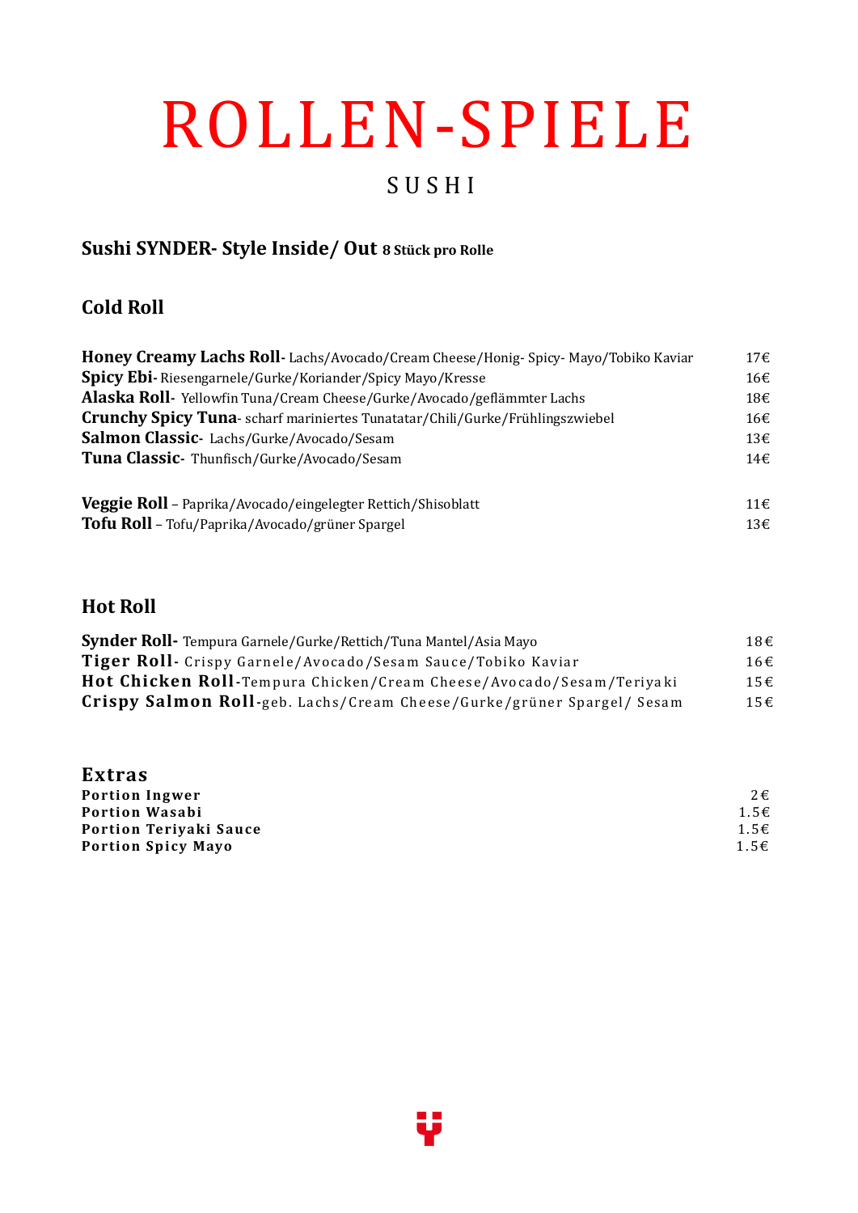# ROLLEN-SPIELE

## SUSHI

### Sushi SYNDER- Style Inside/ Out **8 Stück pro Rolle**

### Cold Roll

**Honey Creamy Lachs Roll**- Lachs/Avocado/Cream Cheese/Honig- Spicy- Mayo/Tobiko Kaviar 17€
**Spicy Ebi**- Riesengarnele/Gurke/Koriander/Spicy Mayo/Kresse 16€
**Alaska Roll**- Yellowfin Tuna/Cream Cheese/Gurke/Avocado/geflämmter Lachs 18€
**Crunchy Spicy Tuna**- scharf mariniertes Tunatatar/Chili/Gurke/Frühlingszwiebel 16€
**Salmon Classic**- Lachs/Gurke/Avocado/Sesam 13€
**Tuna Classic**- Thunfisch/Gurke/Avocado/Sesam 14€

**Veggie Roll** – Paprika/Avocado/eingelegter Rettich/Shisoblatt 11€
**Tofu Roll** – Tofu/Paprika/Avocado/grüner Spargel 13€

### Hot Roll

**Synder Roll**- Tempura Garnele/Gurke/Rettich/Tuna Mantel/Asia Mayo 18€
**Tiger Roll**- Crispy Garnele/Avocado/Sesam Sauce/Tobiko Kaviar 16€
**Hot Chicken Roll**-Tempura Chicken/Cream Cheese/Avocado/Sesam/Teriyaki 15€
**Crispy Salmon Roll**-geb. Lachs/Cream Cheese/Gurke/grüner Spargel/ Sesam 15€

### Extras

**Portion Ingwer** 2€
**Portion Wasabi** 1.5€
**Portion Teriyaki Sauce** 1.5€
**Portion Spicy Mayo** 1.5€